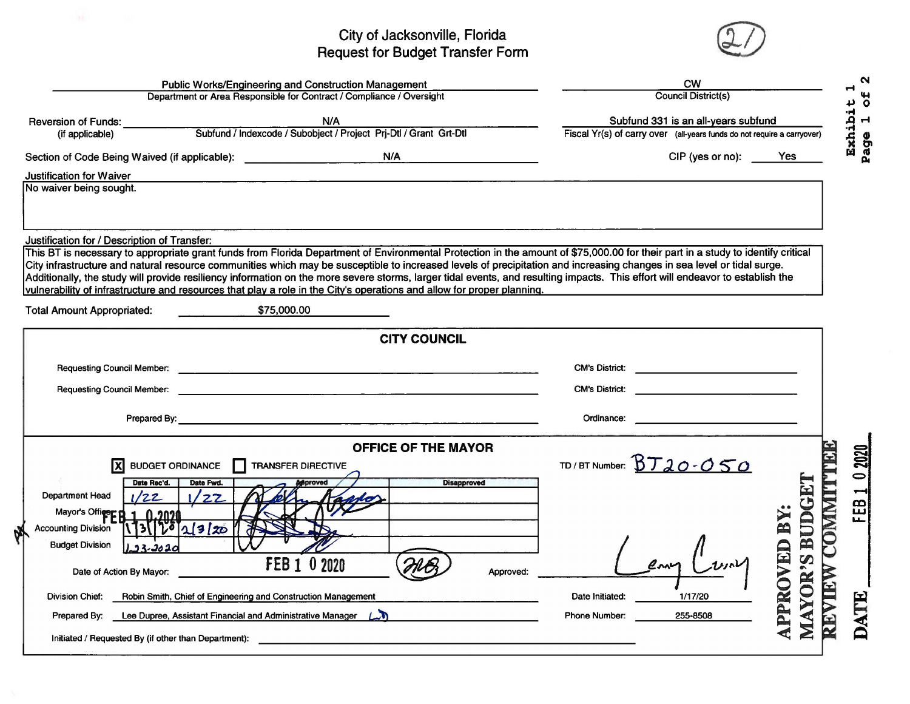# City of Jacksonville, Florida
## Request for Budget Transfer Form

(21)

Exhibit 1
Page 1 of 2

| | |
|---|---|
| Public Works/Engineering and Construction Management | CW |
| Department or Area Responsible for Contract / Compliance / Oversight | Council District(s) |

**Reversion of Funds:** (if applicable) N/A
Subfund / Indexcode / Subobject / Project Prj-Dtl / Grant Grt-Dtl

Subfund 331 is an all-years subfund
Fiscal Yr(s) of carry over (all-years funds do not require a carryover)

**Section of Code Being Waived (if applicable):** N/A

**CIP (yes or no):** Yes

**Justification for Waiver**

No waiver being sought.

**Justification for / Description of Transfer:**

This BT is necessary to appropriate grant funds from Florida Department of Environmental Protection in the amount of $75,000.00 for their part in a study to identify critical City infrastructure and natural resource communities which may be susceptible to increased levels of precipitation and increasing changes in sea level or tidal surge. Additionally, the study will provide resiliency information on the more severe storms, larger tidal events, and resulting impacts. This effort will endeavor to establish the vulnerability of infrastructure and resources that play a role in the City's operations and allow for proper planning.

**Total Amount Appropriated:** $75,000.00

## CITY COUNCIL

Requesting Council Member: ______________ CM's District: ______________

Requesting Council Member: ______________ CM's District: ______________

Prepared By: ______________ Ordinance: ______________

## OFFICE OF THE MAYOR

[X] BUDGET ORDINANCE [ ] TRANSFER DIRECTIVE

TD / BT Number: BT20-050

| | Date Rec'd. | Date Fwd. | Approved | Disapproved |
|---|---|---|---|---|
| Department Head | 1/22 | 1/22 | [signature] | |
| Mayor's Office | FEB 10 2020 | | [signature] | |
| Accounting Division | 1/31/20 | 2/3/20 | [signature] | |
| Budget Division | 1-23-2020 | | | |

Date of Action By Mayor: FEB 10 2020 (initials) Approved: [signature]

Division Chief: Robin Smith, Chief of Engineering and Construction Management Date Initiated: 1/17/20

Prepared By: Lee Dupree, Assistant Financial and Administrative Manager Phone Number: 255-8508

Initiated / Requested By (if other than Department): ______________

APPROVED BY: MAYOR'S BUDGET REVIEW COMMITTEE
DATE FEB 10 2020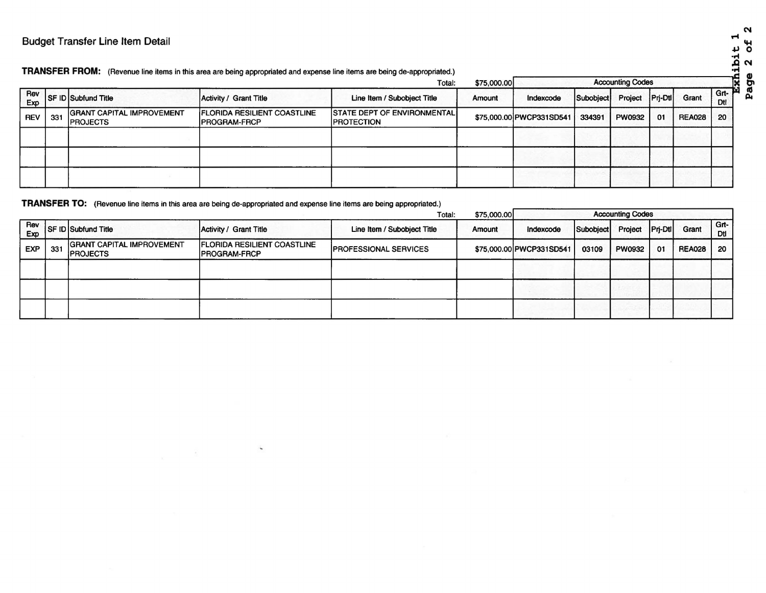# Budget Transfer Line Item Detail

Exhibit 1

**TRANSFER FROM:** (Revenue line items in this area are being appropriated and expense line items are being de-appropriated.)

Total: $75,000.00

| Rev Exp | SF ID | Subfund Title | Activity / Grant Title | Line Item / Subobject Title | Amount | Indexcode | Subobject | Project | Prj-Dtl | Grant | Grt-Dtl |
|---|---|---|---|---|---|---|---|---|---|---|---|
| | | | | | | Accounting Codes | | | | | |
| REV | 331 | GRANT CAPITAL IMPROVEMENT PROJECTS | FLORIDA RESILIENT COASTLINE PROGRAM-FRCP | STATE DEPT OF ENVIRONMENTAL PROTECTION | $75,000.00 | PWCP331SD541 | 334391 | PW0932 | 01 | REA028 | 20 |
| | | | | | | | | | | | |
| | | | | | | | | | | | |
| | | | | | | | | | | | |

**TRANSFER TO:** (Revenue line items in this area are being de-appropriated and expense line items are being appropriated.)

Total: $75,000.00

| Rev Exp | SF ID | Subfund Title | Activity / Grant Title | Line Item / Subobject Title | Amount | Indexcode | Subobject | Project | Prj-Dtl | Grant | Grt-Dtl |
|---|---|---|---|---|---|---|---|---|---|---|---|
| | | | | | | Accounting Codes | | | | | |
| EXP | 331 | GRANT CAPITAL IMPROVEMENT PROJECTS | FLORIDA RESILIENT COASTLINE PROGRAM-FRCP | PROFESSIONAL SERVICES | $75,000.00 | PWCP331SD541 | 03109 | PW0932 | 01 | REA028 | 20 |
| | | | | | | | | | | | |
| | | | | | | | | | | | |
| | | | | | | | | | | | |